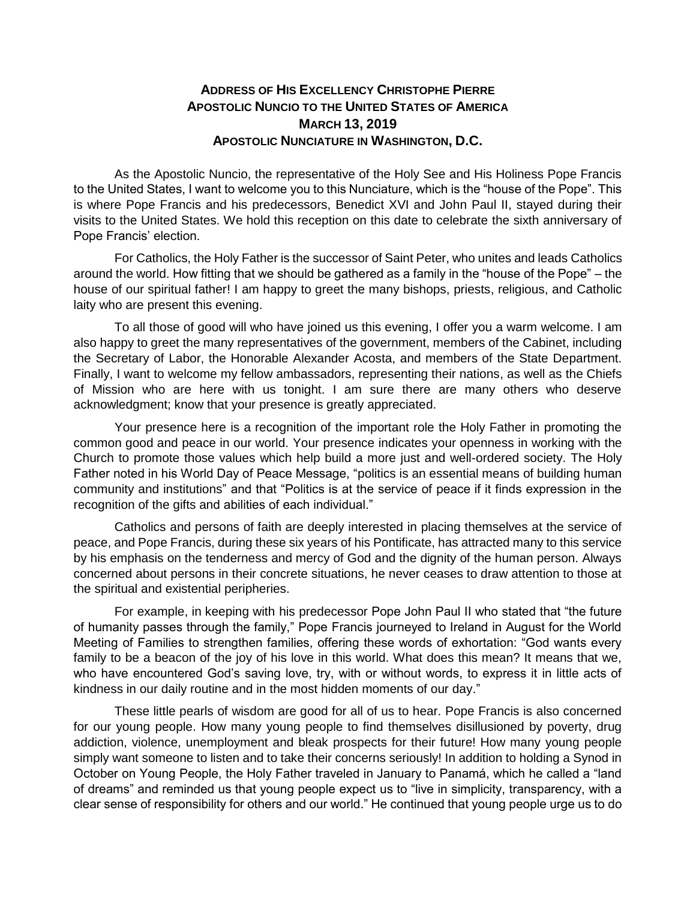# ADDRESS OF HIS EXCELLENCY CHRISTOPHE PIERRE
## APOSTOLIC NUNCIO TO THE UNITED STATES OF AMERICA
## MARCH 13, 2019
## APOSTOLIC NUNCIATURE IN WASHINGTON, D.C.

As the Apostolic Nuncio, the representative of the Holy See and His Holiness Pope Francis to the United States, I want to welcome you to this Nunciature, which is the "house of the Pope". This is where Pope Francis and his predecessors, Benedict XVI and John Paul II, stayed during their visits to the United States. We hold this reception on this date to celebrate the sixth anniversary of Pope Francis' election.

For Catholics, the Holy Father is the successor of Saint Peter, who unites and leads Catholics around the world. How fitting that we should be gathered as a family in the "house of the Pope" – the house of our spiritual father! I am happy to greet the many bishops, priests, religious, and Catholic laity who are present this evening.

To all those of good will who have joined us this evening, I offer you a warm welcome. I am also happy to greet the many representatives of the government, members of the Cabinet, including the Secretary of Labor, the Honorable Alexander Acosta, and members of the State Department. Finally, I want to welcome my fellow ambassadors, representing their nations, as well as the Chiefs of Mission who are here with us tonight. I am sure there are many others who deserve acknowledgment; know that your presence is greatly appreciated.

Your presence here is a recognition of the important role the Holy Father in promoting the common good and peace in our world. Your presence indicates your openness in working with the Church to promote those values which help build a more just and well-ordered society. The Holy Father noted in his World Day of Peace Message, "politics is an essential means of building human community and institutions" and that "Politics is at the service of peace if it finds expression in the recognition of the gifts and abilities of each individual."

Catholics and persons of faith are deeply interested in placing themselves at the service of peace, and Pope Francis, during these six years of his Pontificate, has attracted many to this service by his emphasis on the tenderness and mercy of God and the dignity of the human person. Always concerned about persons in their concrete situations, he never ceases to draw attention to those at the spiritual and existential peripheries.

For example, in keeping with his predecessor Pope John Paul II who stated that "the future of humanity passes through the family," Pope Francis journeyed to Ireland in August for the World Meeting of Families to strengthen families, offering these words of exhortation: "God wants every family to be a beacon of the joy of his love in this world. What does this mean? It means that we, who have encountered God's saving love, try, with or without words, to express it in little acts of kindness in our daily routine and in the most hidden moments of our day."

These little pearls of wisdom are good for all of us to hear. Pope Francis is also concerned for our young people. How many young people to find themselves disillusioned by poverty, drug addiction, violence, unemployment and bleak prospects for their future! How many young people simply want someone to listen and to take their concerns seriously! In addition to holding a Synod in October on Young People, the Holy Father traveled in January to Panamá, which he called a "land of dreams" and reminded us that young people expect us to "live in simplicity, transparency, with a clear sense of responsibility for others and our world." He continued that young people urge us to do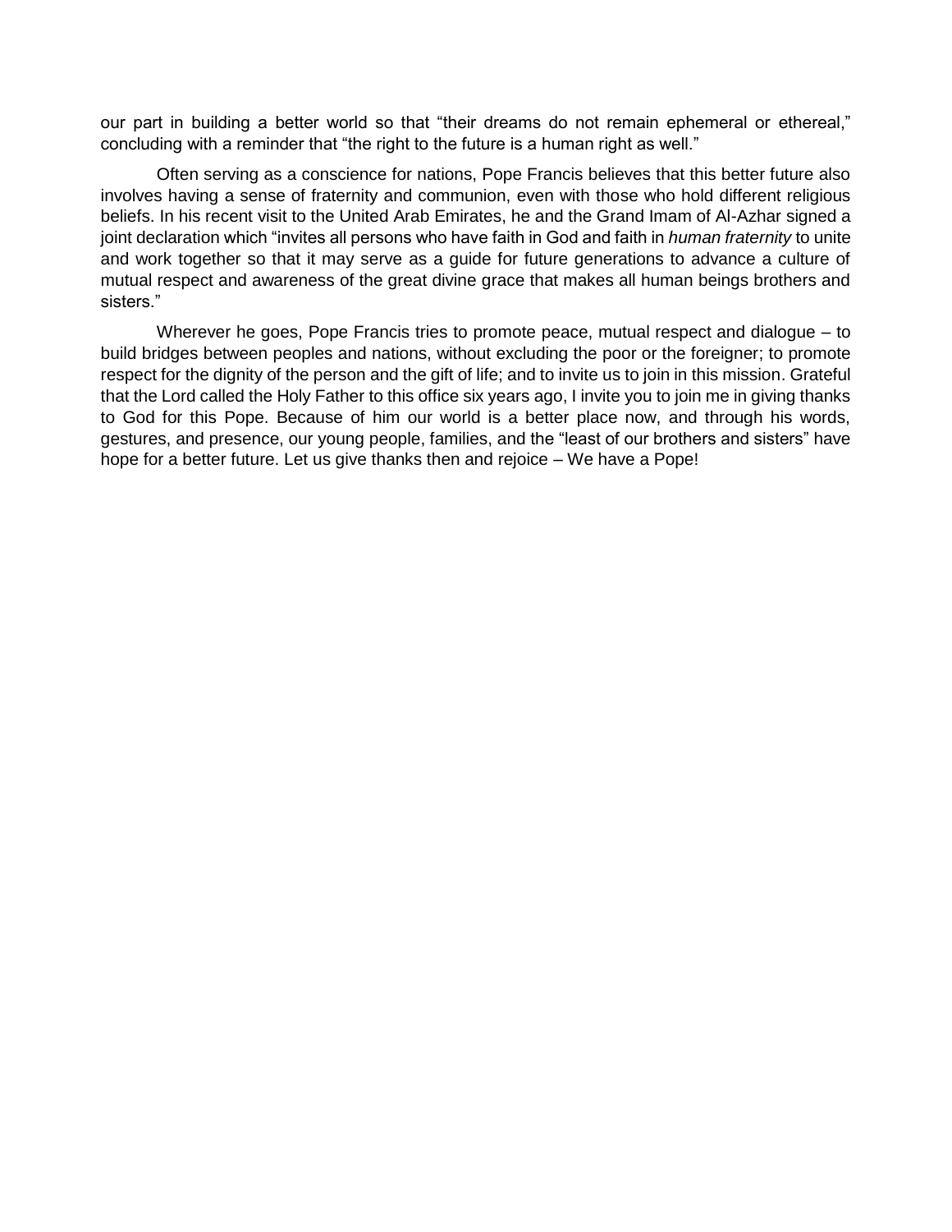our part in building a better world so that “their dreams do not remain ephemeral or ethereal,” concluding with a reminder that “the right to the future is a human right as well.”

Often serving as a conscience for nations, Pope Francis believes that this better future also involves having a sense of fraternity and communion, even with those who hold different religious beliefs. In his recent visit to the United Arab Emirates, he and the Grand Imam of Al-Azhar signed a joint declaration which “invites all persons who have faith in God and faith in *human fraternity* to unite and work together so that it may serve as a guide for future generations to advance a culture of mutual respect and awareness of the great divine grace that makes all human beings brothers and sisters.”

Wherever he goes, Pope Francis tries to promote peace, mutual respect and dialogue – to build bridges between peoples and nations, without excluding the poor or the foreigner; to promote respect for the dignity of the person and the gift of life; and to invite us to join in this mission. Grateful that the Lord called the Holy Father to this office six years ago, I invite you to join me in giving thanks to God for this Pope. Because of him our world is a better place now, and through his words, gestures, and presence, our young people, families, and the “least of our brothers and sisters” have hope for a better future. Let us give thanks then and rejoice – We have a Pope!